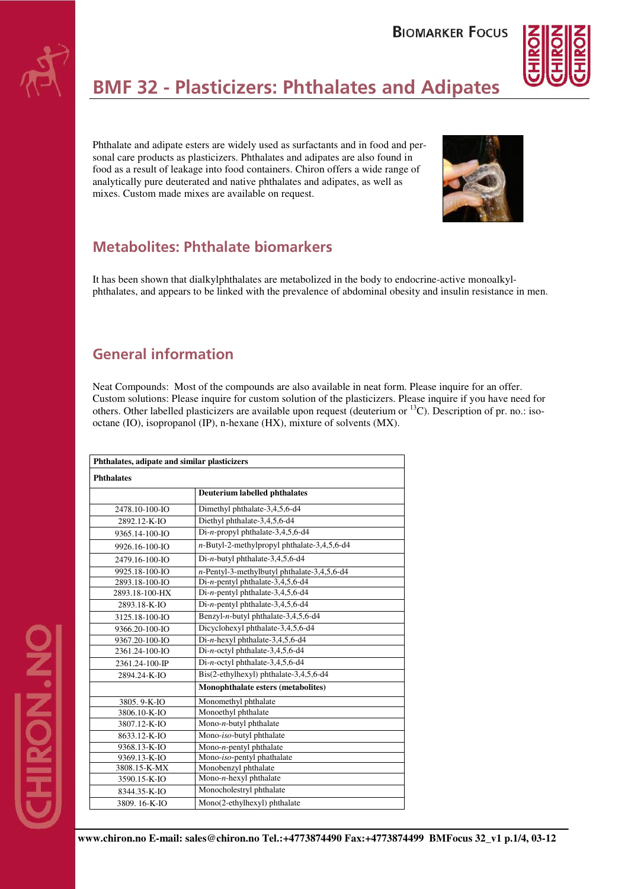# BMF 32 - Plasticizers: Phthalates and Adipates

Phthalate and adipate esters are widely used as surfactants and in food and personal care products as plasticizers. Phthalates and adipates are also found in food as a result of leakage into food containers. Chiron offers a wide range of analytically pure deuterated and native phthalates and adipates, as well as mixes. Custom made mixes are available on request.

## Metabolites: Phthalate biomarkers

It has been shown that dialkylphthalates are metabolized in the body to endocrine-active monoalkyl-phthalates, and appears to be linked with the prevalence of abdominal obesity and insulin resistance in men.

## General information

Neat Compounds: Most of the compounds are also available in neat form. Please inquire for an offer. Custom solutions: Please inquire for custom solution of the plasticizers. Please inquire if you have need for others. Other labelled plasticizers are available upon request (deuterium or $^{13}C$). Description of pr. no.: iso-octane (IO), isopropanol (IP), n-hexane (HX), mixture of solvents (MX).

| **Phthalates, adipate and similar plasticizers** | |
|---|---|
| **Phthalates** | |
| | **Deuterium labelled phthalates** |
| 2478.10-100-IO | Dimethyl phthalate-3,4,5,6-d4 |
| 2892.12-K-IO | Diethyl phthalate-3,4,5,6-d4 |
| 9365.14-100-IO | Di-*n*-propyl phthalate-3,4,5,6-d4 |
| 9926.16-100-IO | *n*-Butyl-2-methylpropyl phthalate-3,4,5,6-d4 |
| 2479.16-100-IO | Di-*n*-butyl phthalate-3,4,5,6-d4 |
| 9925.18-100-IO | *n*-Pentyl-3-methylbutyl phthalate-3,4,5,6-d4 |
| 2893.18-100-IO | Di-*n*-pentyl phthalate-3,4,5,6-d4 |
| 2893.18-100-HX | Di-*n*-pentyl phthalate-3,4,5,6-d4 |
| 2893.18-K-IO | Di-*n*-pentyl phthalate-3,4,5,6-d4 |
| 3125.18-100-IO | Benzyl-*n*-butyl phthalate-3,4,5,6-d4 |
| 9366.20-100-IO | Dicyclohexyl phthalate-3,4,5,6-d4 |
| 9367.20-100-IO | Di-*n*-hexyl phthalate-3,4,5,6-d4 |
| 2361.24-100-IO | Di-*n*-octyl phthalate-3,4,5,6-d4 |
| 2361.24-100-IP | Di-*n*-octyl phthalate-3,4,5,6-d4 |
| 2894.24-K-IO | Bis(2-ethylhexyl) phthalate-3,4,5,6-d4 |
| | **Monophthalate esters (metabolites)** |
| 3805. 9-K-IO | Monomethyl phthalate |
| 3806.10-K-IO | Monoethyl phthalate |
| 3807.12-K-IO | Mono-*n*-butyl phthalate |
| 8633.12-K-IO | Mono-*iso*-butyl phthalate |
| 9368.13-K-IO | Mono-*n*-pentyl phthalate |
| 9369.13-K-IO | Mono-*iso*-pentyl phathalate |
| 3808.15-K-MX | Monobenzyl phthalate |
| 3590.15-K-IO | Mono-*n*-hexyl phthalate |
| 8344.35-K-IO | Monocholestryl phthalate |
| 3809. 16-K-IO | Mono(2-ethylhexyl) phthalate |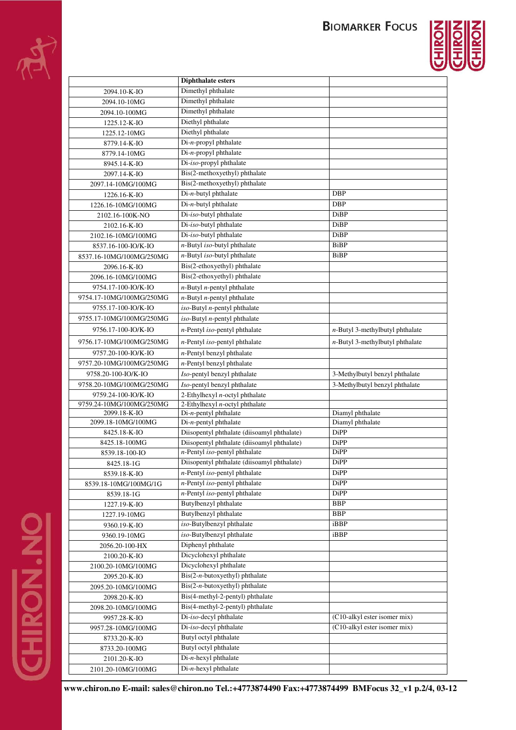| | Diphthalate esters | |
|---|---|---|
| 2094.10-K-IO | Dimethyl phthalate | |
| 2094.10-10MG | Dimethyl phthalate | |
| 2094.10-100MG | Dimethyl phthalate | |
| 1225.12-K-IO | Diethyl phthalate | |
| 1225.12-10MG | Diethyl phthalate | |
| 8779.14-K-IO | Di-*n*-propyl phthalate | |
| 8779.14-10MG | Di-*n*-propyl phthalate | |
| 8945.14-K-IO | Di-*iso*-propyl phthalate | |
| 2097.14-K-IO | Bis(2-methoxyethyl) phthalate | |
| 2097.14-10MG/100MG | Bis(2-methoxyethyl) phthalate | |
| 1226.16-K-IO | Di-*n*-butyl phthalate | DBP |
| 1226.16-10MG/100MG | Di-*n*-butyl phthalate | DBP |
| 2102.16-100K-NO | Di-*iso*-butyl phthalate | DiBP |
| 2102.16-K-IO | Di-*iso*-butyl phthalate | DiBP |
| 2102.16-10MG/100MG | Di-*iso*-butyl phthalate | DiBP |
| 8537.16-100-IO/K-IO | *n*-Butyl *iso*-butyl phthalate | BiBP |
| 8537.16-10MG/100MG/250MG | *n*-Butyl *iso*-butyl phthalate | BiBP |
| 2096.16-K-IO | Bis(2-ethoxyethyl) phthalate | |
| 2096.16-10MG/100MG | Bis(2-ethoxyethyl) phthalate | |
| 9754.17-100-IO/K-IO | *n*-Butyl *n*-pentyl phthalate | |
| 9754.17-10MG/100MG/250MG | *n*-Butyl *n*-pentyl phthalate | |
| 9755.17-100-IO/K-IO | *iso*-Butyl *n*-pentyl phthalate | |
| 9755.17-10MG/100MG/250MG | *iso*-Butyl *n*-pentyl phthalate | |
| 9756.17-100-IO/K-IO | *n*-Pentyl *iso*-pentyl phthalate | *n*-Butyl 3-methylbutyl phthalate |
| 9756.17-10MG/100MG/250MG | *n*-Pentyl *iso*-pentyl phthalate | *n*-Butyl 3-methylbutyl phthalate |
| 9757.20-100-IO/K-IO | *n*-Pentyl benzyl phthalate | |
| 9757.20-10MG/100MG/250MG | *n*-Pentyl benzyl phthalate | |
| 9758.20-100-IO/K-IO | *Iso*-pentyl benzyl phthalate | 3-Methylbutyl benzyl phthalate |
| 9758.20-10MG/100MG/250MG | *Iso*-pentyl benzyl phthalate | 3-Methylbutyl benzyl phthalate |
| 9759.24-100-IO/K-IO | 2-Ethylhexyl *n*-octyl phthalate | |
| 9759.24-10MG/100MG/250MG | 2-Ethylhexyl *n*-octyl phthalate | |
| 2099.18-K-IO | Di-*n*-pentyl phthalate | Diamyl phthalate |
| 2099.18-10MG/100MG | Di-*n*-pentyl phthalate | Diamyl phthalate |
| 8425.18-K-IO | Diisopentyl phthalate (diisoamyl phthalate) | DiPP |
| 8425.18-100MG | Diisopentyl phthalate (diisoamyl phthalate) | DiPP |
| 8539.18-100-IO | *n*-Pentyl *iso*-pentyl phthalate | DiPP |
| 8425.18-1G | Diisopentyl phthalate (diisoamyl phthalate) | DiPP |
| 8539.18-K-IO | *n*-Pentyl *iso*-pentyl phthalate | DiPP |
| 8539.18-10MG/100MG/1G | *n*-Pentyl *iso*-pentyl phthalate | DiPP |
| 8539.18-1G | *n*-Pentyl *iso*-pentyl phthalate | DiPP |
| 1227.19-K-IO | Butylbenzyl phthalate | BBP |
| 1227.19-10MG | Butylbenzyl phthalate | BBP |
| 9360.19-K-IO | *iso*-Butylbenzyl phthalate | iBBP |
| 9360.19-10MG | *iso*-Butylbenzyl phthalate | iBBP |
| 2056.20-100-HX | Diphenyl phthalate | |
| 2100.20-K-IO | Dicyclohexyl phthalate | |
| 2100.20-10MG/100MG | Dicyclohexyl phthalate | |
| 2095.20-K-IO | Bis(2-*n*-butoxyethyl) phthalate | |
| 2095.20-10MG/100MG | Bis(2-*n*-butoxyethyl) phthalate | |
| 2098.20-K-IO | Bis(4-methyl-2-pentyl) phthalate | |
| 2098.20-10MG/100MG | Bis(4-methyl-2-pentyl) phthalate | |
| 9957.28-K-IO | Di-*iso*-decyl phthalate | (C10-alkyl ester isomer mix) |
| 9957.28-10MG/100MG | Di-*iso*-decyl phthalate | (C10-alkyl ester isomer mix) |
| 8733.20-K-IO | Butyl octyl phthalate | |
| 8733.20-100MG | Butyl octyl phthalate | |
| 2101.20-K-IO | Di-*n*-hexyl phthalate | |
| 2101.20-10MG/100MG | Di-*n*-hexyl phthalate | |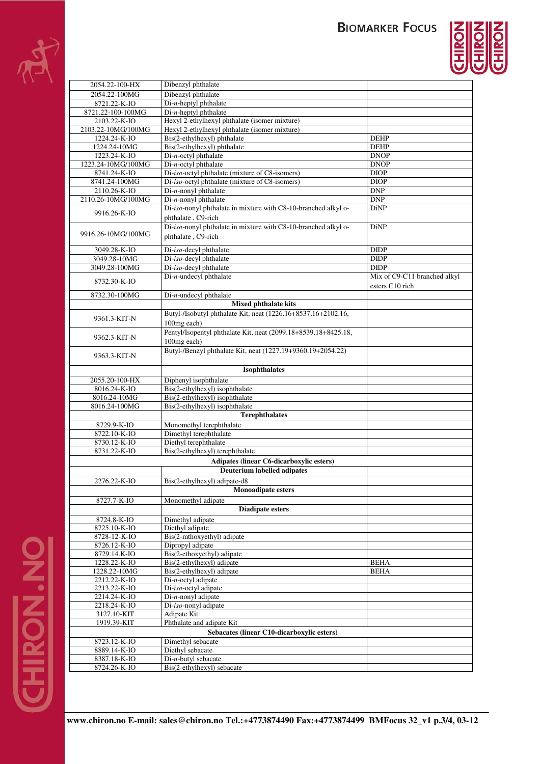| | | |
|---|---|---|
| 2054.22-100-HX | Dibenzyl phthalate | |
| 2054.22-100MG | Dibenzyl phthalate | |
| 8721.22-K-IO | Di-*n*-heptyl phthalate | |
| 8721.22-100-100MG | Di-*n*-heptyl phthalate | |
| 2103.22-K-IO | Hexyl 2-ethylhexyl phthalate (isomer mixture) | |
| 2103.22-10MG/100MG | Hexyl 2-ethylhexyl phthalate (isomer mixture) | |
| 1224.24-K-IO | Bis(2-ethylhexyl) phthalate | DEHP |
| 1224.24-10MG | Bis(2-ethylhexyl) phthalate | DEHP |
| 1223.24-K-IO | Di-*n*-octyl phthalate | DNOP |
| 1223.24-10MG/100MG | Di-*n*-octyl phthalate | DNOP |
| 8741.24-K-IO | Di-*iso*-octyl phthalate (mixture of C8-isomers) | DIOP |
| 8741.24-100MG | Di-*iso*-octyl phthalate (mixture of C8-isomers) | DIOP |
| 2110.26-K-IO | Di-*n*-nonyl phthalate | DNP |
| 2110.26-10MG/100MG | Di-*n*-nonyl phthalate | DNP |
| 9916.26-K-IO | Di-*iso*-nonyl phthalate in mixture with C8-10-branched alkyl o-phthalate , C9-rich | DiNP |
| 9916.26-10MG/100MG | Di-*iso*-nonyl phthalate in mixture with C8-10-branched alkyl o-phthalate , C9-rich | DiNP |
| 3049.28-K-IO | Di-*iso*-decyl phthalate | DIDP |
| 3049.28-10MG | Di-*iso*-decyl phthalate | DIDP |
| 3049.28-100MG | Di-*iso*-decyl phthalate | DIDP |
| 8732.30-K-IO | Di-*n*-undecyl phthalate | Mix of C9-C11 branched alkyl esters C10 rich |
| 8732.30-100MG | Di-*n*-undecyl phthalate | |
| | **Mixed phthalate kits** | |
| 9361.3-KIT-N | Butyl-/Isobutyl phthalate Kit, neat (1226.16+8537.16+2102.16, 100mg each) | |
| 9362.3-KIT-N | Pentyl/Isopentyl phthalate Kit, neat (2099.18+8539.18+8425.18, 100mg each) | |
| 9363.3-KIT-N | Butyl-/Benzyl phthalate Kit, neat (1227.19+9360.19+2054.22) | |
| | **Isophthalates** | |
| 2055.20-100-HX | Diphenyl isophthalate | |
| 8016.24-K-IO | Bis(2-ethylhexyl) isophthalate | |
| 8016.24-10MG | Bis(2-ethylhexyl) isophthalate | |
| 8016.24-100MG | Bis(2-ethylhexyl) isophthalate | |
| | **Terephthalates** | |
| 8729.9-K-IO | Monomethyl terephthalate | |
| 8722.10-K-IO | Dimethyl terephthalate | |
| 8730.12-K-IO | Diethyl terephthalate | |
| 8731.22-K-IO | Bis(2-ethylhexyl) terephthalate | |
| **Adipates (linear C6-dicarboxylic esters)** | | |
| | **Deuterium labelled adipates** | |
| 2276.22-K-IO | Bis(2-ethylhexyl) adipate-d8 | |
| | **Monoadipate esters** | |
| 8727.7-K-IO | Monomethyl adipate | |
| | **Diadipate esters** | |
| 8724.8-K-IO | Dimethyl adipate | |
| 8725.10-K-IO | Diethyl adipate | |
| 8728-12-K-IO | Bis(2-mthoxyethyl) adipate | |
| 8726.12-K-IO | Dipropyl adipate | |
| 8729.14.K-IO | Bis(2-ethoxyethyl) adipate | |
| 1228.22-K-IO | Bis(2-ethylhexyl) adipate | BEHA |
| 1228.22-10MG | Bis(2-ethylhexyl) adipate | BEHA |
| 2212.22-K-IO | Di-*n*-octyl adipate | |
| 2213.22-K-IO | Di-*iso*-octyl adipate | |
| 2214.24-K-IO | Di-*n*-nonyl adipate | |
| 2218.24-K-IO | Di-*iso*-nonyl adipate | |
| 3127.10-KIT | Adipate Kit | |
| 1919.39-KIT | Phthalate and adipate Kit | |
| **Sebacates (linear C10-dicarboxylic esters)** | | |
| 8723.12-K-IO | Dimethyl sebacate | |
| 8889.14-K-IO | Diethyl sebacate | |
| 8387.18-K-IO | Di-*n*-butyl sebacate | |
| 8724.26-K-IO | Bis(2-ethylhexyl) sebacate | |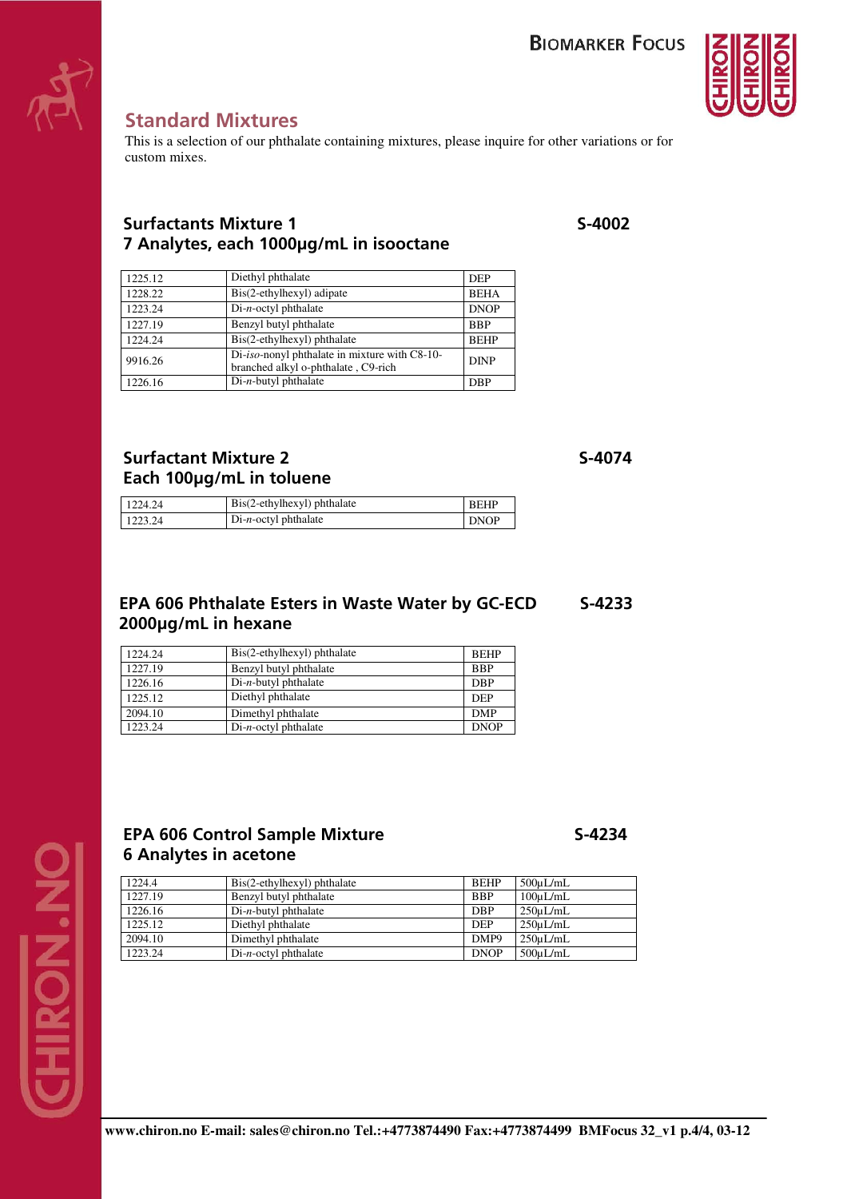## Standard Mixtures

This is a selection of our phthalate containing mixtures, please inquire for other variations or for custom mixes.

### Surfactants Mixture 1 — S-4002
### 7 Analytes, each 1000µg/mL in isooctane

| | | |
|---|---|---|
| 1225.12 | Diethyl phthalate | DEP |
| 1228.22 | Bis(2-ethylhexyl) adipate | BEHA |
| 1223.24 | Di-*n*-octyl phthalate | DNOP |
| 1227.19 | Benzyl butyl phthalate | BBP |
| 1224.24 | Bis(2-ethylhexyl) phthalate | BEHP |
| 9916.26 | Di-*iso*-nonyl phthalate in mixture with C8-10-branched alkyl o-phthalate , C9-rich | DINP |
| 1226.16 | Di-*n*-butyl phthalate | DBP |

### Surfactant Mixture 2 — S-4074
### Each 100µg/mL in toluene

| | | |
|---|---|---|
| 1224.24 | Bis(2-ethylhexyl) phthalate | BEHP |
| 1223.24 | Di-*n*-octyl phthalate | DNOP |

### EPA 606 Phthalate Esters in Waste Water by GC-ECD — S-4233
### 2000µg/mL in hexane

| | | |
|---|---|---|
| 1224.24 | Bis(2-ethylhexyl) phthalate | BEHP |
| 1227.19 | Benzyl butyl phthalate | BBP |
| 1226.16 | Di-*n*-butyl phthalate | DBP |
| 1225.12 | Diethyl phthalate | DEP |
| 2094.10 | Dimethyl phthalate | DMP |
| 1223.24 | Di-*n*-octyl phthalate | DNOP |

### EPA 606 Control Sample Mixture — S-4234
### 6 Analytes in acetone

| | | | |
|---|---|---|---|
| 1224.4 | Bis(2-ethylhexyl) phthalate | BEHP | 500µL/mL |
| 1227.19 | Benzyl butyl phthalate | BBP | 100µL/mL |
| 1226.16 | Di-*n*-butyl phthalate | DBP | 250µL/mL |
| 1225.12 | Diethyl phthalate | DEP | 250µL/mL |
| 2094.10 | Dimethyl phthalate | DMP9 | 250µL/mL |
| 1223.24 | Di-*n*-octyl phthalate | DNOP | 500µL/mL |

www.chiron.no E-mail: sales@chiron.no Tel.:+4773874490 Fax:+4773874499 BMFocus 32_v1 p.4/4, 03-12